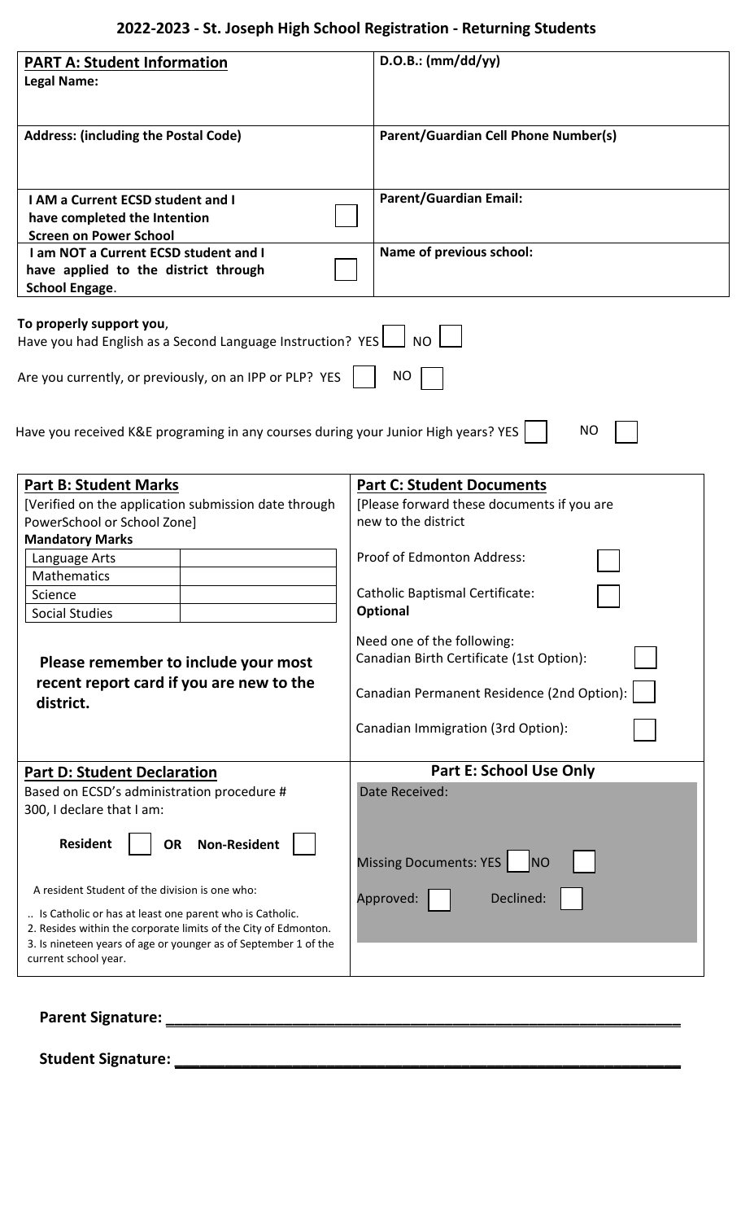# 2022-2023 - St. Joseph High School Registration - Returning Students

| **PART A: Student Information**<br>**Legal Name:** | **D.O.B.: (mm/dd/yy)** |
|---|---|
| **Address: (including the Postal Code)** | **Parent/Guardian Cell Phone Number(s)** |
| **I AM a Current ECSD student and I have completed the Intention Screen on Power School** ☐ | **Parent/Guardian Email:** |
| **I am NOT a Current ECSD student and I have applied to the district through School Engage.** ☐ | **Name of previous school:** |

**To properly support you**,

Have you had English as a Second Language Instruction? YES ☐ NO ☐

Are you currently, or previously, on an IPP or PLP? YES ☐ NO ☐

Have you received K&E programing in any courses during your Junior High years? YES ☐ NO ☐

## Part B: Student Marks

[Verified on the application submission date through PowerSchool or School Zone]

**Mandatory Marks**

| Subject | Mark |
|---|---|
| Language Arts | |
| Mathematics | |
| Science | |
| Social Studies | |

**Please remember to include your most recent report card if you are new to the district.**

## Part C: Student Documents

[Please forward these documents if you are new to the district

Proof of Edmonton Address: ☐

Catholic Baptismal Certificate: ☐

**Optional**

Need one of the following:

Canadian Birth Certificate (1st Option): ☐

Canadian Permanent Residence (2nd Option): ☐

Canadian Immigration (3rd Option): ☐

## Part D: Student Declaration

Based on ECSD's administration procedure # 300, I declare that I am:

**Resident** ☐ **OR Non-Resident** ☐

A resident Student of the division is one who:

.. Is Catholic or has at least one parent who is Catholic.
2. Resides within the corporate limits of the City of Edmonton.
3. Is nineteen years of age or younger as of September 1 of the current school year.

## Part E: School Use Only

Date Received:

Missing Documents: YES ☐ NO ☐

Approved: ☐ Declined: ☐

**Parent Signature:** ______________________________

**Student Signature:** ______________________________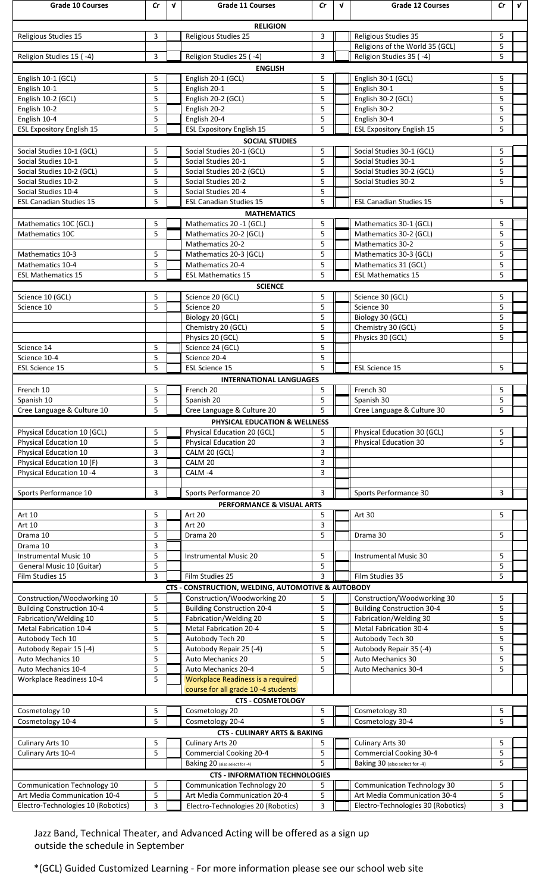| Grade 10 Courses | Cr | √ | Grade 11 Courses | Cr | √ | Grade 12 Courses | Cr | √ |
|---|---|---|---|---|---|---|---|---|
| | | | **RELIGION** | | | | | |
| Religious Studies 15 | 3 | | Religious Studies 25 | 3 | | Religious Studies 35 | 5 | |
| | | | | | | Religions of the World 35 (GCL) | 5 | |
| Religion Studies 15 ( -4) | 3 | | Religion Studies 25 ( -4) | 3 | | Religion Studies 35 ( -4) | 5 | |
| | | | **ENGLISH** | | | | | |
| English 10-1 (GCL) | 5 | | English 20-1 (GCL) | 5 | | English 30-1 (GCL) | 5 | |
| English 10-1 | 5 | | English 20-1 | 5 | | English 30-1 | 5 | |
| English 10-2 (GCL) | 5 | | English 20-2 (GCL) | 5 | | English 30-2 (GCL) | 5 | |
| English 10-2 | 5 | | English 20-2 | 5 | | English 30-2 | 5 | |
| English 10-4 | 5 | | English 20-4 | 5 | | English 30-4 | 5 | |
| ESL Expository English 15 | 5 | | ESL Expository English 15 | 5 | | ESL Expository English 15 | 5 | |
| | | | **SOCIAL STUDIES** | | | | | |
| Social Studies 10-1 (GCL) | 5 | | Social Studies 20-1 (GCL) | 5 | | Social Studies 30-1 (GCL) | 5 | |
| Social Studies 10-1 | 5 | | Social Studies 20-1 | 5 | | Social Studies 30-1 | 5 | |
| Social Studies 10-2 (GCL) | 5 | | Social Studies 20-2 (GCL) | 5 | | Social Studies 30-2 (GCL) | 5 | |
| Social Studies 10-2 | 5 | | Social Studies 20-2 | 5 | | Social Studies 30-2 | 5 | |
| Social Studies 10-4 | 5 | | Social Studies 20-4 | 5 | | | | |
| ESL Canadian Studies 15 | 5 | | ESL Canadian Studies 15 | 5 | | ESL Canadian Studies 15 | 5 | |
| | | | **MATHEMATICS** | | | | | |
| Mathematics 10C (GCL) | 5 | | Mathematics 20 -1 (GCL) | 5 | | Mathematics 30-1 (GCL) | 5 | |
| Mathematics 10C | 5 | | Mathematics 20-2 (GCL) | 5 | | Mathematics 30-2 (GCL) | 5 | |
| | | | Mathematics 20-2 | 5 | | Mathematics 30-2 | 5 | |
| Mathematics 10-3 | 5 | | Mathematics 20-3 (GCL) | 5 | | Mathematics 30-3 (GCL) | 5 | |
| Mathematics 10-4 | 5 | | Mathematics 20-4 | 5 | | Mathematics 31 (GCL) | 5 | |
| ESL Mathematics 15 | 5 | | ESL Mathematics 15 | 5 | | ESL Mathematics 15 | 5 | |
| | | | **SCIENCE** | | | | | |
| Science 10 (GCL) | 5 | | Science 20 (GCL) | 5 | | Science 30 (GCL) | 5 | |
| Science 10 | 5 | | Science 20 | 5 | | Science 30 | 5 | |
| | | | Biology 20 (GCL) | 5 | | Biology 30 (GCL) | 5 | |
| | | | Chemistry 20 (GCL) | 5 | | Chemistry 30 (GCL) | 5 | |
| | | | Physics 20 (GCL) | 5 | | Physics 30 (GCL) | 5 | |
| Science 14 | 5 | | Science 24 (GCL) | 5 | | | | |
| Science 10-4 | 5 | | Science 20-4 | 5 | | | | |
| ESL Science 15 | 5 | | ESL Science 15 | 5 | | ESL Science 15 | 5 | |
| | | | **INTERNATIONAL LANGUAGES** | | | | | |
| French 10 | 5 | | French 20 | 5 | | French 30 | 5 | |
| Spanish 10 | 5 | | Spanish 20 | 5 | | Spanish 30 | 5 | |
| Cree Language & Culture 10 | 5 | | Cree Language & Culture 20 | 5 | | Cree Language & Culture 30 | 5 | |
| | | | **PHYSICAL EDUCATION & WELLNESS** | | | | | |
| Physical Education 10 (GCL) | 5 | | Physical Education 20 (GCL) | 5 | | Physical Education 30 (GCL) | 5 | |
| Physical Education 10 | 5 | | Physical Education 20 | 3 | | Physical Education 30 | 5 | |
| Physical Education 10 | 3 | | CALM 20 (GCL) | 3 | | | | |
| Physical Education 10 (F) | 3 | | CALM 20 | 3 | | | | |
| Physical Education 10 -4 | 3 | | CALM -4 | 3 | | | | |
| Sports Performance 10 | 3 | | Sports Performance 20 | 3 | | Sports Performance 30 | 3 | |
| | | | **PERFORMANCE & VISUAL ARTS** | | | | | |
| Art 10 | 5 | | Art 20 | 5 | | Art 30 | 5 | |
| Art 10 | 3 | | Art 20 | 3 | | | | |
| Drama 10 | 5 | | Drama 20 | 5 | | Drama 30 | 5 | |
| Drama 10 | 3 | | | | | | | |
| Instrumental Music 10 | 5 | | Instrumental Music 20 | 5 | | Instrumental Music 30 | 5 | |
| General Music 10 (Guitar) | 5 | | | 5 | | | 5 | |
| Film Studies 15 | 3 | | Film Studies 25 | 3 | | Film Studies 35 | 5 | |
| | | | **CTS - CONSTRUCTION, WELDING, AUTOMOTIVE & AUTOBODY** | | | | | |
| Construction/Woodworking 10 | 5 | | Construction/Woodworking 20 | 5 | | Construction/Woodworking 30 | 5 | |
| Building Construction 10-4 | 5 | | Building Construction 20-4 | 5 | | Building Construction 30-4 | 5 | |
| Fabrication/Welding 10 | 5 | | Fabrication/Welding 20 | 5 | | Fabrication/Welding 30 | 5 | |
| Metal Fabrication 10-4 | 5 | | Metal Fabrication 20-4 | 5 | | Metal Fabrication 30-4 | 5 | |
| Autobody Tech 10 | 5 | | Autobody Tech 20 | 5 | | Autobody Tech 30 | 5 | |
| Autobody Repair 15 (-4) | 5 | | Autobody Repair 25 (-4) | 5 | | Autobody Repair 35 (-4) | 5 | |
| Auto Mechanics 10 | 5 | | Auto Mechanics 20 | 5 | | Auto Mechanics 30 | 5 | |
| Auto Mechanics 10-4 | 5 | | Auto Mechanics 20-4 | 5 | | Auto Mechanics 30-4 | 5 | |
| Workplace Readiness 10-4 | 5 | | Workplace Readiness is a required course for all grade 10 -4 students | | | | | |
| | | | **CTS - COSMETOLOGY** | | | | | |
| Cosmetology 10 | 5 | | Cosmetology 20 | 5 | | Cosmetology 30 | 5 | |
| Cosmetology 10-4 | 5 | | Cosmetology 20-4 | 5 | | Cosmetology 30-4 | 5 | |
| | | | **CTS - CULINARY ARTS & BAKING** | | | | | |
| Culinary Arts 10 | 5 | | Culinary Arts 20 | 5 | | Culinary Arts 30 | 5 | |
| Culinary Arts 10-4 | 5 | | Commercial Cooking 20-4 | 5 | | Commercial Cooking 30-4 | 5 | |
| | | | Baking 20 (also select for -4) | 5 | | Baking 30 (also select for -4) | 5 | |
| | | | **CTS - INFORMATION TECHNOLOGIES** | | | | | |
| Communication Technology 10 | 5 | | Communication Technology 20 | 5 | | Communication Technology 30 | 5 | |
| Art Media Communication 10-4 | 5 | | Art Media Communication 20-4 | 5 | | Art Media Communication 30-4 | 5 | |
| Electro-Technologies 10 (Robotics) | 3 | | Electro-Technologies 20 (Robotics) | 3 | | Electro-Technologies 30 (Robotics) | 3 | |

Jazz Band, Technical Theater, and Advanced Acting will be offered as a sign up outside the schedule in September

*(GCL) Guided Customized Learning - For more information please see our school web site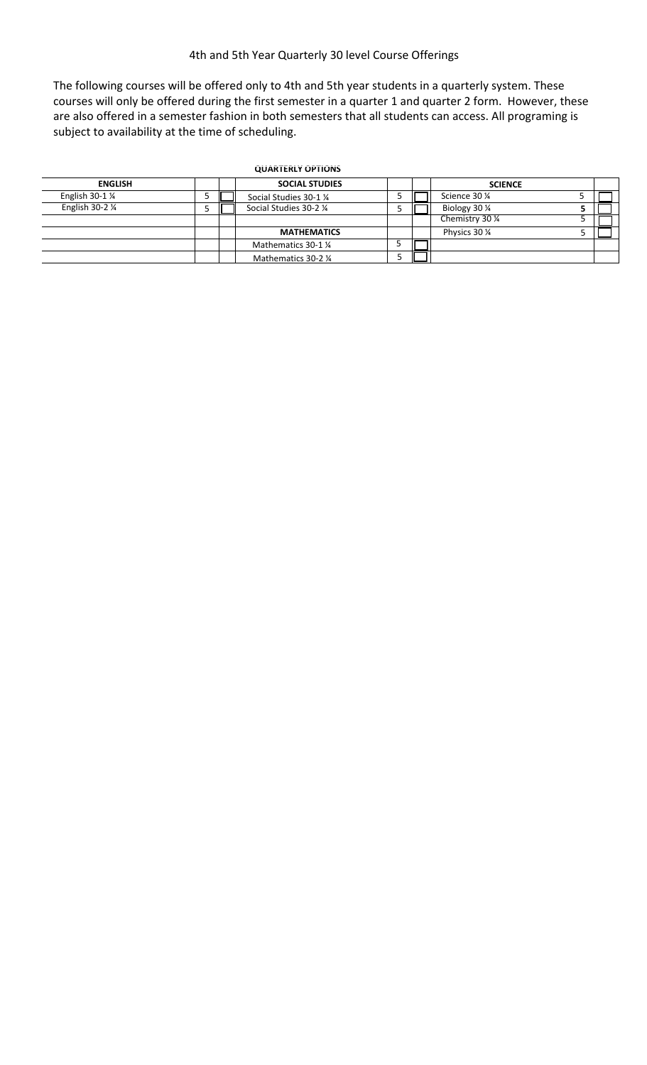4th and 5th Year Quarterly 30 level Course Offerings

The following courses will be offered only to 4th and 5th year students in a quarterly system. These courses will only be offered during the first semester in a quarter 1 and quarter 2 form. However, these are also offered in a semester fashion in both semesters that all students can access. All programing is subject to availability at the time of scheduling.

**QUARTERLY OPTIONS**

| ENGLISH | | | SOCIAL STUDIES | | | SCIENCE | | |
|---|---|---|---|---|---|---|---|---|
| English 30-1 ¼ | 5 | ☐ | Social Studies 30-1 ¼ | 5 | ☐ | Science 30 ¼ | 5 | ☐ |
| English 30-2 ¼ | 5 | ☐ | Social Studies 30-2 ¼ | 5 | ☐ | Biology 30 ¼ | **5** | ☐ |
| | | | | | | Chemistry 30 ¼ | 5 | ☐ |
| | | | **MATHEMATICS** | | | Physics 30 ¼ | 5 | ☐ |
| | | | Mathematics 30-1 ¼ | 5 | ☐ | | | |
| | | | Mathematics 30-2 ¼ | 5 | ☐ | | | |